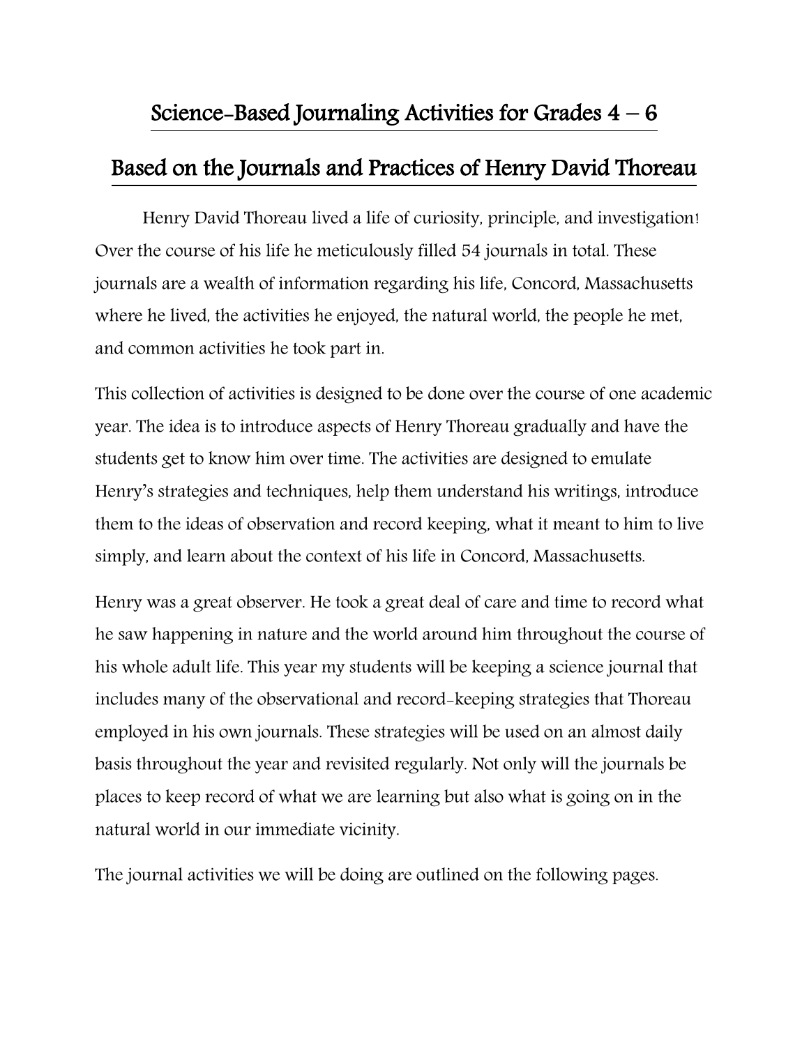# Science-Based Journaling Activities for Grades 4 – 6

## Based on the Journals and Practices of Henry David Thoreau

Henry David Thoreau lived a life of curiosity, principle, and investigation! Over the course of his life he meticulously filled 54 journals in total. These journals are a wealth of information regarding his life, Concord, Massachusetts where he lived, the activities he enjoyed, the natural world, the people he met, and common activities he took part in.

This collection of activities is designed to be done over the course of one academic year. The idea is to introduce aspects of Henry Thoreau gradually and have the students get to know him over time. The activities are designed to emulate Henry's strategies and techniques, help them understand his writings, introduce them to the ideas of observation and record keeping, what it meant to him to live simply, and learn about the context of his life in Concord, Massachusetts.

Henry was a great observer. He took a great deal of care and time to record what he saw happening in nature and the world around him throughout the course of his whole adult life. This year my students will be keeping a science journal that includes many of the observational and record-keeping strategies that Thoreau employed in his own journals. These strategies will be used on an almost daily basis throughout the year and revisited regularly. Not only will the journals be places to keep record of what we are learning but also what is going on in the natural world in our immediate vicinity.

The journal activities we will be doing are outlined on the following pages.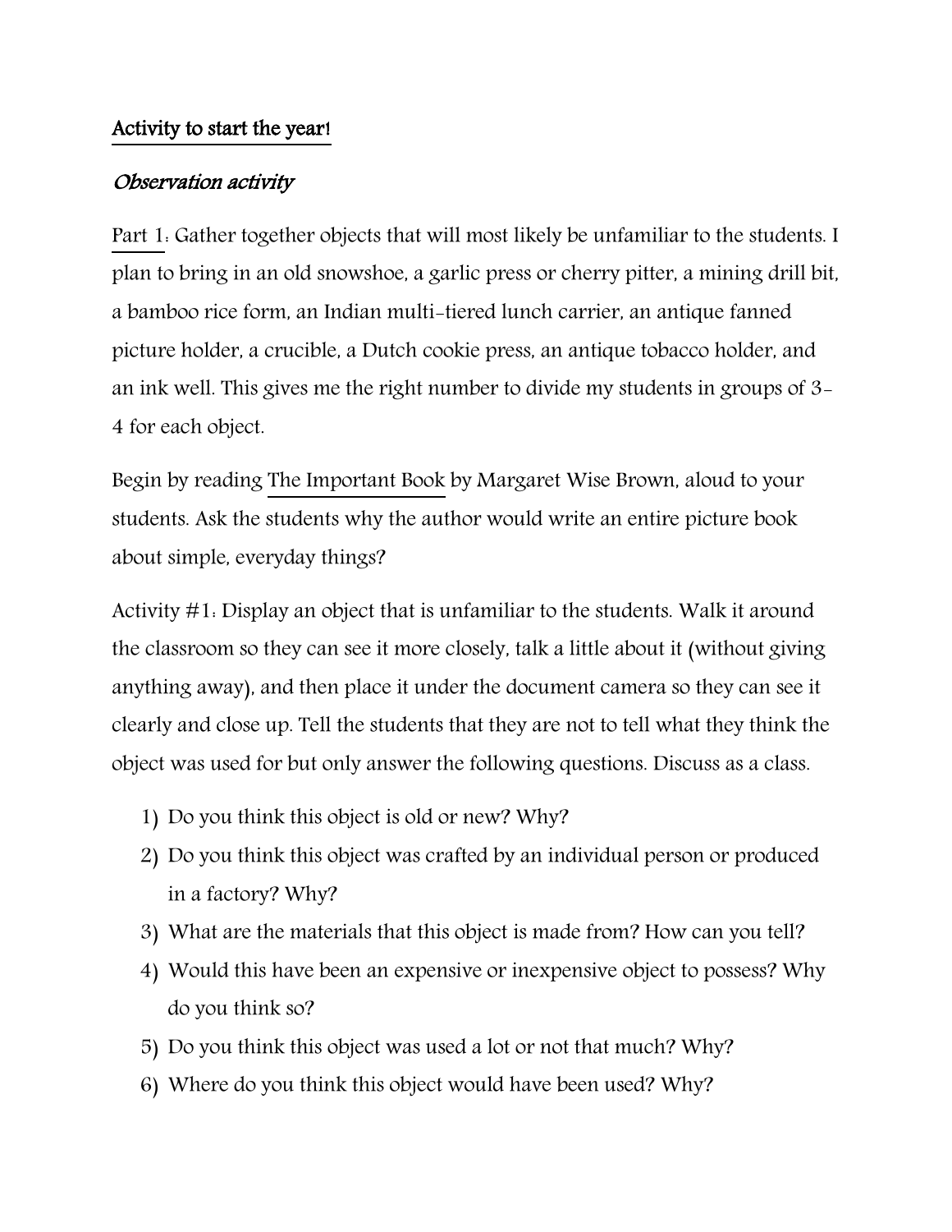## Activity to start the year!

### *Observation activity*

Part 1: Gather together objects that will most likely be unfamiliar to the students. I plan to bring in an old snowshoe, a garlic press or cherry pitter, a mining drill bit, a bamboo rice form, an Indian multi-tiered lunch carrier, an antique fanned picture holder, a crucible, a Dutch cookie press, an antique tobacco holder, and an ink well. This gives me the right number to divide my students in groups of 3-4 for each object.

Begin by reading The Important Book by Margaret Wise Brown, aloud to your students. Ask the students why the author would write an entire picture book about simple, everyday things?

Activity #1: Display an object that is unfamiliar to the students. Walk it around the classroom so they can see it more closely, talk a little about it (without giving anything away), and then place it under the document camera so they can see it clearly and close up. Tell the students that they are not to tell what they think the object was used for but only answer the following questions. Discuss as a class.

1) Do you think this object is old or new? Why?
2) Do you think this object was crafted by an individual person or produced in a factory? Why?
3) What are the materials that this object is made from? How can you tell?
4) Would this have been an expensive or inexpensive object to possess? Why do you think so?
5) Do you think this object was used a lot or not that much? Why?
6) Where do you think this object would have been used? Why?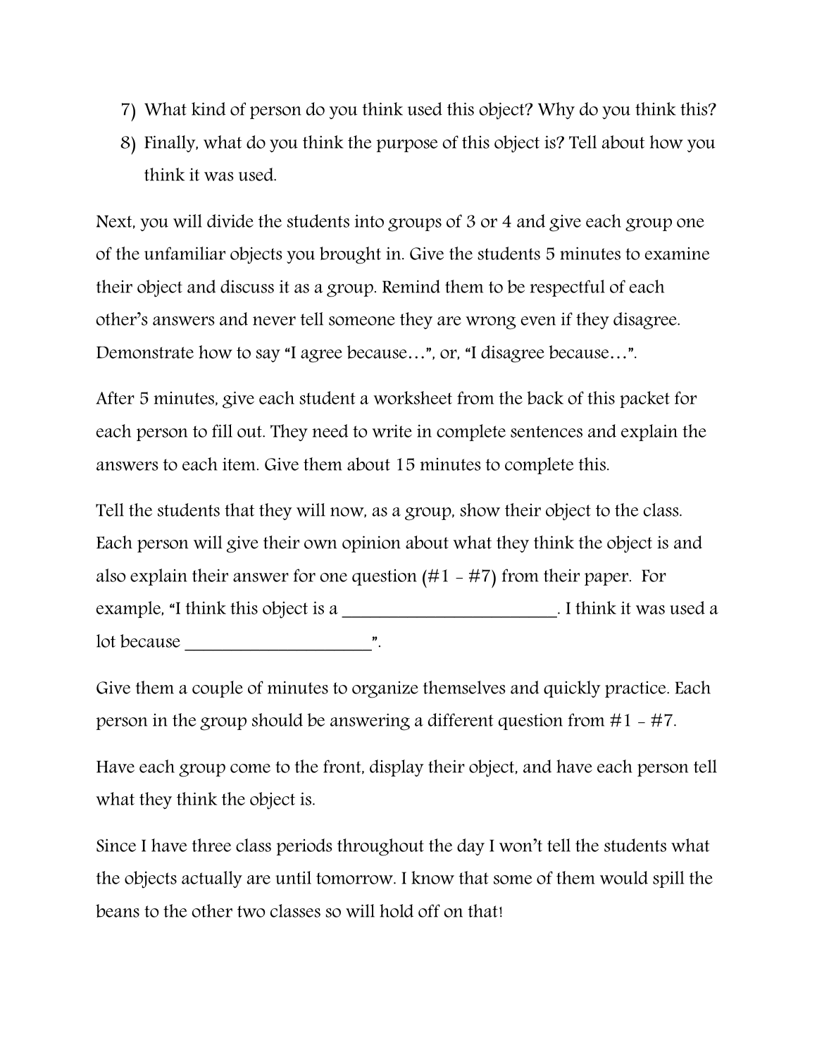7) What kind of person do you think used this object? Why do you think this?
8) Finally, what do you think the purpose of this object is? Tell about how you think it was used.

Next, you will divide the students into groups of 3 or 4 and give each group one of the unfamiliar objects you brought in. Give the students 5 minutes to examine their object and discuss it as a group. Remind them to be respectful of each other's answers and never tell someone they are wrong even if they disagree. Demonstrate how to say "I agree because…", or, "I disagree because…".

After 5 minutes, give each student a worksheet from the back of this packet for each person to fill out. They need to write in complete sentences and explain the answers to each item. Give them about 15 minutes to complete this.

Tell the students that they will now, as a group, show their object to the class. Each person will give their own opinion about what they think the object is and also explain their answer for one question (#1 - #7) from their paper. For example, "I think this object is a ________________________. I think it was used a lot because _____________________".

Give them a couple of minutes to organize themselves and quickly practice. Each person in the group should be answering a different question from #1 - #7.

Have each group come to the front, display their object, and have each person tell what they think the object is.

Since I have three class periods throughout the day I won't tell the students what the objects actually are until tomorrow. I know that some of them would spill the beans to the other two classes so will hold off on that!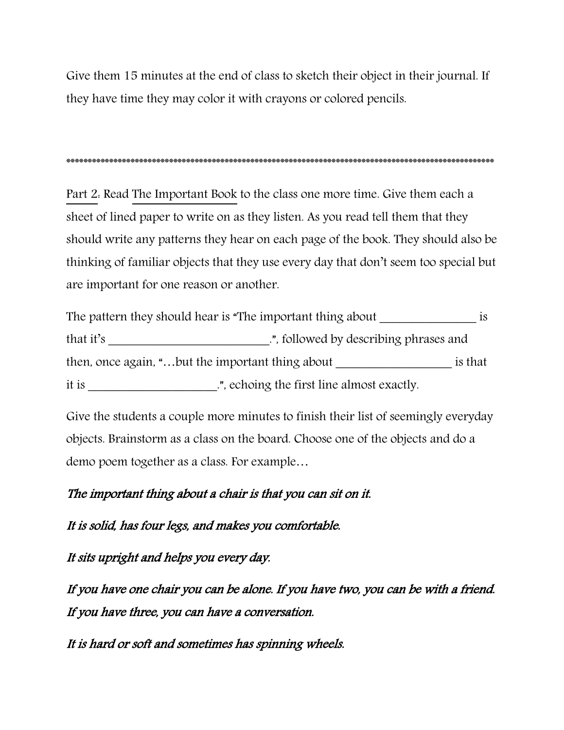Give them 15 minutes at the end of class to sketch their object in their journal. If they have time they may color it with crayons or colored pencils.

*****************************************************************************************************

Part 2: Read The Important Book to the class one more time. Give them each a sheet of lined paper to write on as they listen. As you read tell them that they should write any patterns they hear on each page of the book. They should also be thinking of familiar objects that they use every day that don't seem too special but are important for one reason or another.

The pattern they should hear is "The important thing about ________________ is that it's ___________________________.", followed by describing phrases and then, once again, "…but the important thing about ___________________ is that it is _____________________.", echoing the first line almost exactly.

Give the students a couple more minutes to finish their list of seemingly everyday objects. Brainstorm as a class on the board. Choose one of the objects and do a demo poem together as a class. For example…

*The important thing about a chair is that you can sit on it.*

*It is solid, has four legs, and makes you comfortable.*

*It sits upright and helps you every day.*

*If you have one chair you can be alone. If you have two, you can be with a friend. If you have three, you can have a conversation.*

*It is hard or soft and sometimes has spinning wheels.*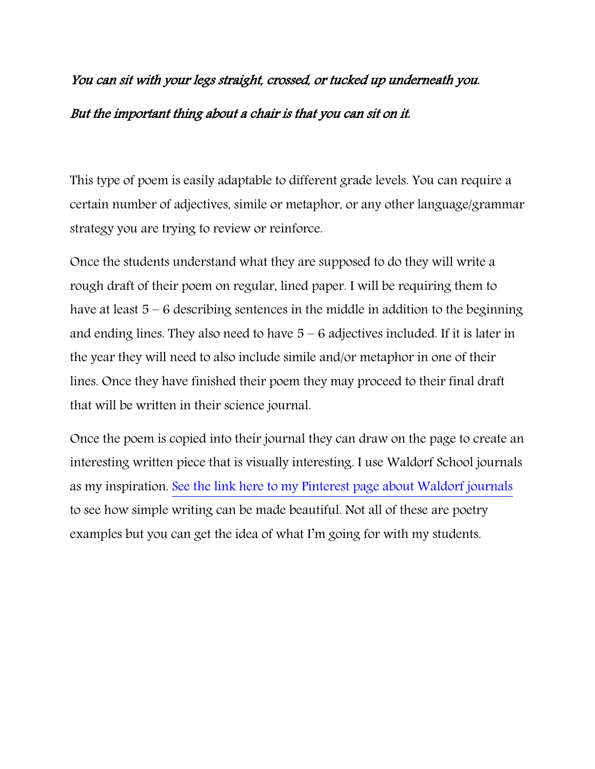*You can sit with your legs straight, crossed, or tucked up underneath you.*

*But the important thing about a chair is that you can sit on it.*

This type of poem is easily adaptable to different grade levels. You can require a certain number of adjectives, simile or metaphor, or any other language/grammar strategy you are trying to review or reinforce.

Once the students understand what they are supposed to do they will write a rough draft of their poem on regular, lined paper. I will be requiring them to have at least 5 – 6 describing sentences in the middle in addition to the beginning and ending lines. They also need to have 5 – 6 adjectives included. If it is later in the year they will need to also include simile and/or metaphor in one of their lines. Once they have finished their poem they may proceed to their final draft that will be written in their science journal.

Once the poem is copied into their journal they can draw on the page to create an interesting written piece that is visually interesting. I use Waldorf School journals as my inspiration. See the link here to my Pinterest page about Waldorf journals to see how simple writing can be made beautiful. Not all of these are poetry examples but you can get the idea of what I'm going for with my students.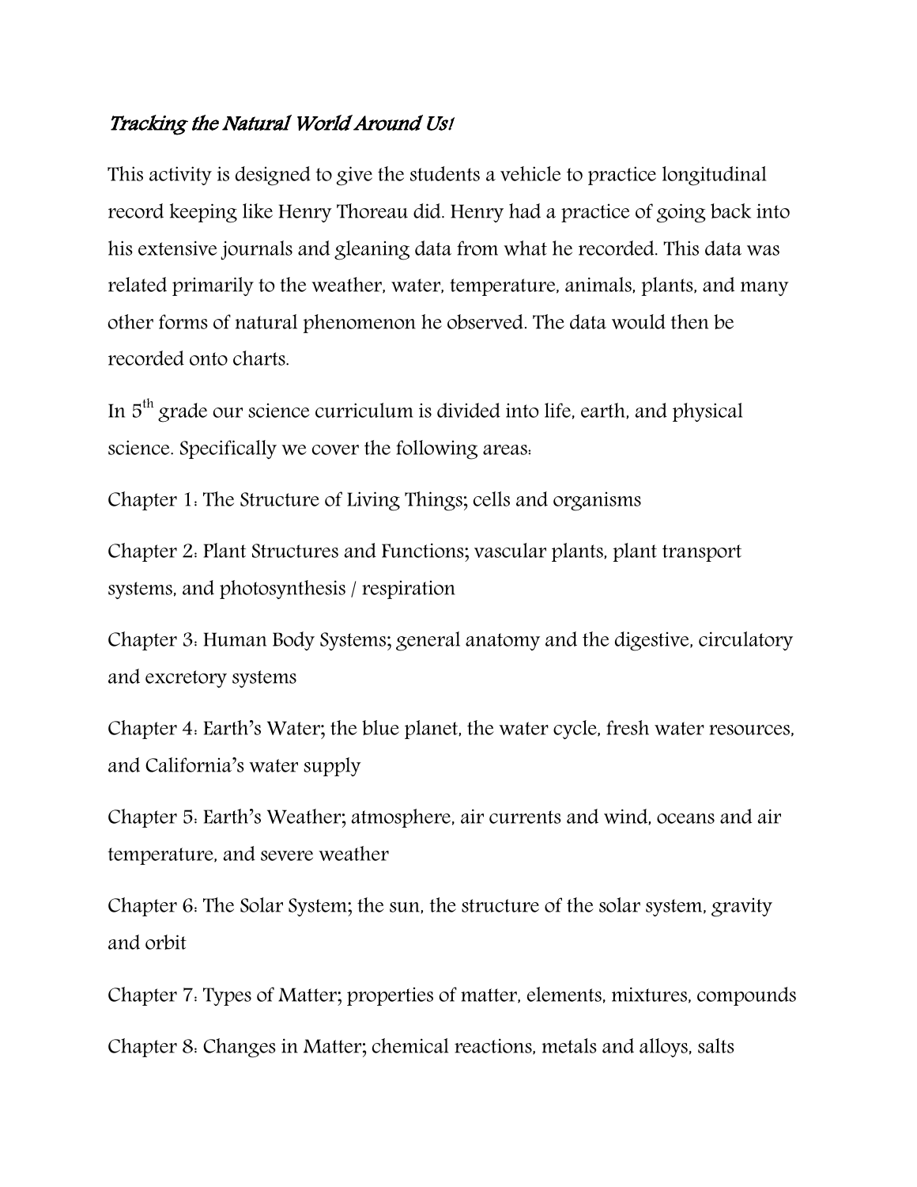*Tracking the Natural World Around Us!*

This activity is designed to give the students a vehicle to practice longitudinal record keeping like Henry Thoreau did. Henry had a practice of going back into his extensive journals and gleaning data from what he recorded. This data was related primarily to the weather, water, temperature, animals, plants, and many other forms of natural phenomenon he observed. The data would then be recorded onto charts.

In 5th grade our science curriculum is divided into life, earth, and physical science. Specifically we cover the following areas:

Chapter 1: The Structure of Living Things; cells and organisms

Chapter 2: Plant Structures and Functions; vascular plants, plant transport systems, and photosynthesis / respiration

Chapter 3: Human Body Systems; general anatomy and the digestive, circulatory and excretory systems

Chapter 4: Earth's Water; the blue planet, the water cycle, fresh water resources, and California's water supply

Chapter 5: Earth's Weather; atmosphere, air currents and wind, oceans and air temperature, and severe weather

Chapter 6: The Solar System; the sun, the structure of the solar system, gravity and orbit

Chapter 7: Types of Matter; properties of matter, elements, mixtures, compounds

Chapter 8: Changes in Matter; chemical reactions, metals and alloys, salts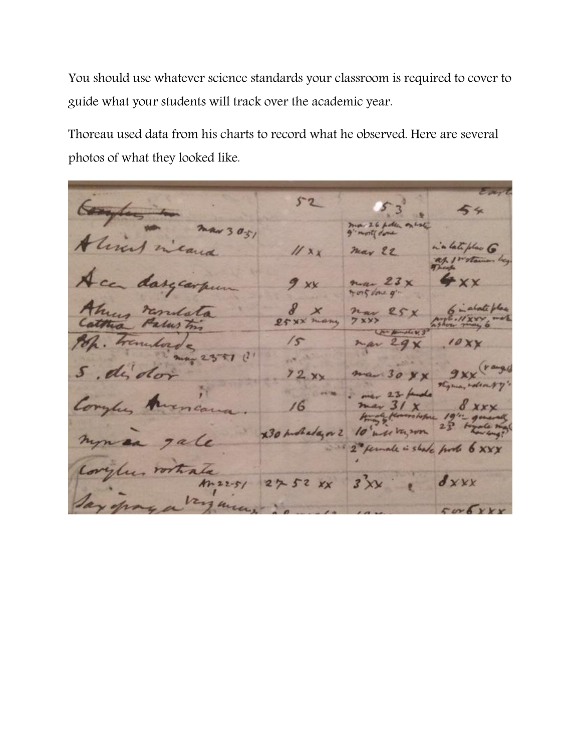You should use whatever science standards your classroom is required to cover to guide what your students will track over the academic year.

Thoreau used data from his charts to record what he observed. Here are several photos of what they looked like.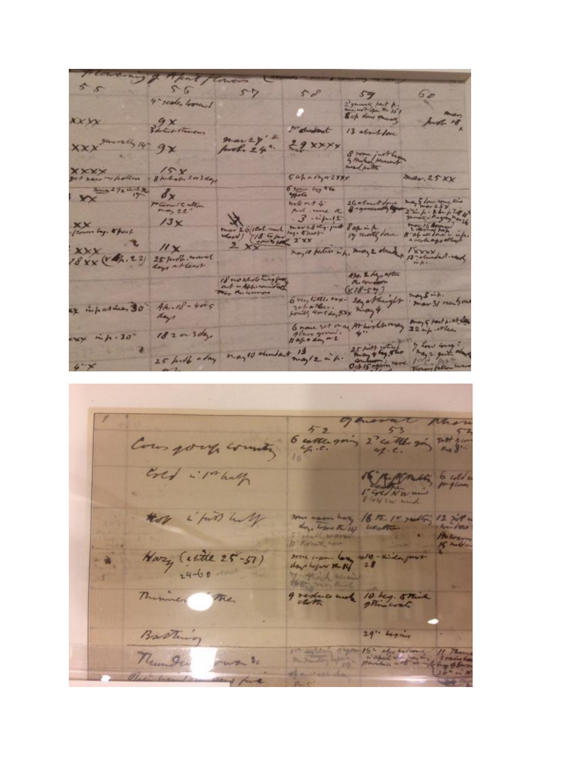| 55 | 56 | 57 | 58 | 59 | 60 |
|---|---|---|---|---|---|
| | 4" scales brown | | | | |
| XXXX | 9x | | | | prob. 18 |
| XXX generally 14" | 9x | mar 27 prob. 24 | 29 XXXX | 13 about done | |
| XXXX | 15x | | | | mar. 25 XX |
| XX | 8x | | | | |
| XX | 13x | mar 26 | | | |
| XXX | 11x | 2 XX | may 10 | may 2 | |
| 18 XX | 25 prob. several days at least | | | | |
| XX in p. at dew. 30" | Ap. 18 - 4 or 5 days | | | | |
| XXX in p. 30" | 18 2 or 3 days | | | | |
| 4" X | 25 prob. a day | may 10 abundant | 13 may 12 in p. | | |

| | 52 | 53 |
|---|---|---|
| Cows going country | 6 cattle going up. c. | 2nd cattle going up. c. |
| Cold in 1st half | | 1st S.W. N.W. wind |
| Hot in first half | some warm hazy days before the 14 | 16 th. 1st sultry weather |
| Hazy (cattle 25-57) 24-60 | some warm hazy days before the 14 | 10 - 28 |
| Thinner clothes | 9 reduce woolen cloth | 10 beg. 5 thin great coat |
| Bathing | | 29th begins |
| Thunder | | 16 |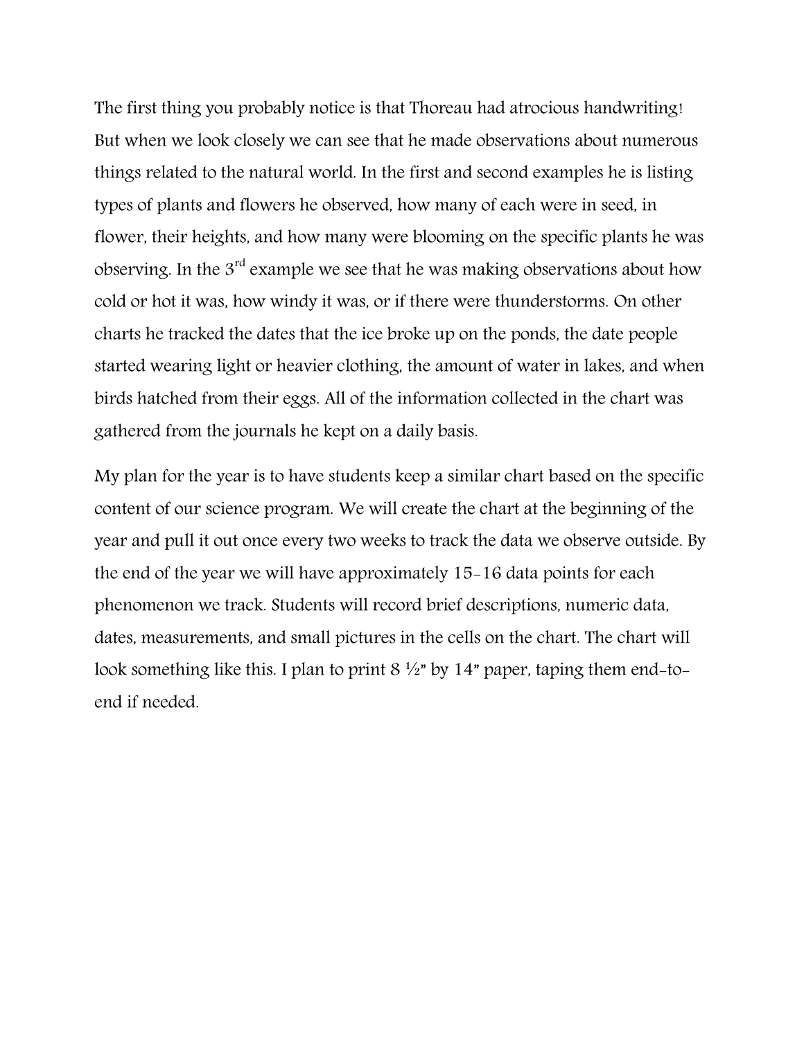The first thing you probably notice is that Thoreau had atrocious handwriting! But when we look closely we can see that he made observations about numerous things related to the natural world. In the first and second examples he is listing types of plants and flowers he observed, how many of each were in seed, in flower, their heights, and how many were blooming on the specific plants he was observing. In the 3rd example we see that he was making observations about how cold or hot it was, how windy it was, or if there were thunderstorms. On other charts he tracked the dates that the ice broke up on the ponds, the date people started wearing light or heavier clothing, the amount of water in lakes, and when birds hatched from their eggs. All of the information collected in the chart was gathered from the journals he kept on a daily basis.

My plan for the year is to have students keep a similar chart based on the specific content of our science program. We will create the chart at the beginning of the year and pull it out once every two weeks to track the data we observe outside. By the end of the year we will have approximately 15-16 data points for each phenomenon we track. Students will record brief descriptions, numeric data, dates, measurements, and small pictures in the cells on the chart. The chart will look something like this. I plan to print 8 ½" by 14" paper, taping them end-to-end if needed.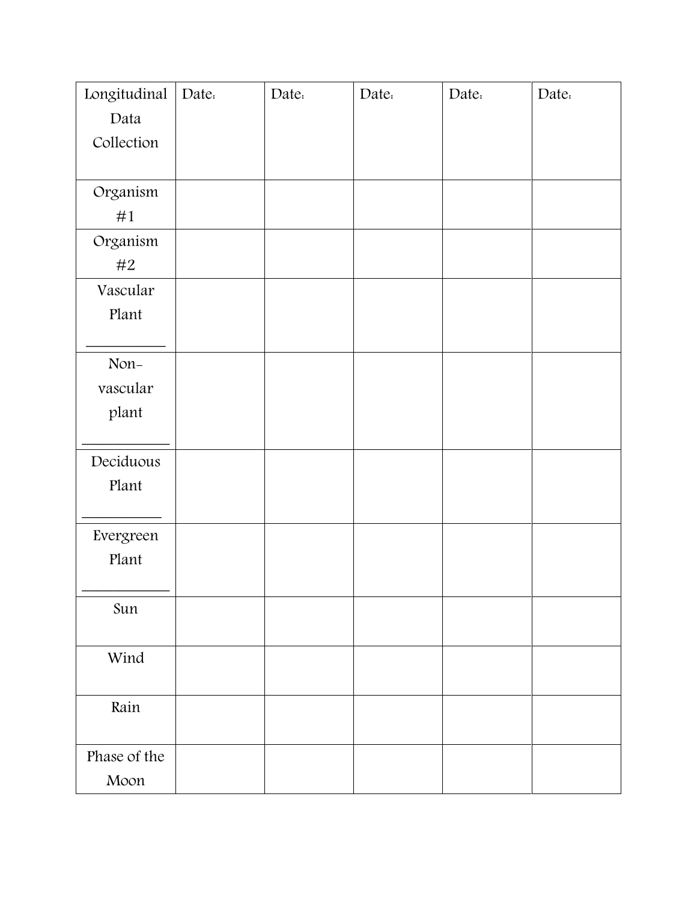| Longitudinal Data Collection | Date: | Date: | Date: | Date: | Date: |
|---|---|---|---|---|---|
| Organism #1 | | | | | |
| Organism #2 | | | | | |
| Vascular Plant ___________ | | | | | |
| Non-vascular plant ____________ | | | | | |
| Deciduous Plant ___________ | | | | | |
| Evergreen Plant ____________ | | | | | |
| Sun | | | | | |
| Wind | | | | | |
| Rain | | | | | |
| Phase of the Moon | | | | | |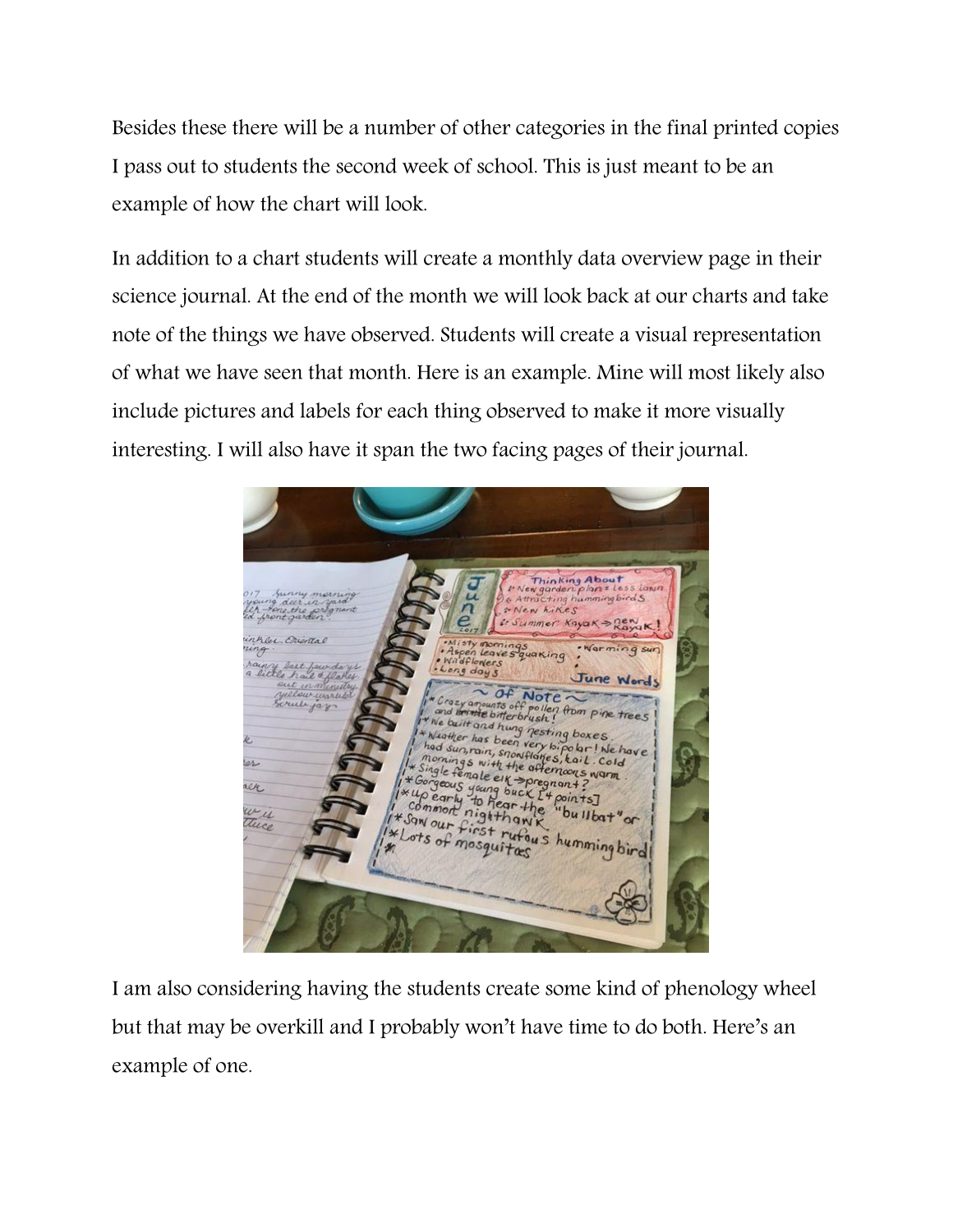Besides these there will be a number of other categories in the final printed copies I pass out to students the second week of school. This is just meant to be an example of how the chart will look.

In addition to a chart students will create a monthly data overview page in their science journal. At the end of the month we will look back at our charts and take note of the things we have observed. Students will create a visual representation of what we have seen that month. Here is an example. Mine will most likely also include pictures and labels for each thing observed to make it more visually interesting. I will also have it span the two facing pages of their journal.

I am also considering having the students create some kind of phenology wheel but that may be overkill and I probably won't have time to do both. Here's an example of one.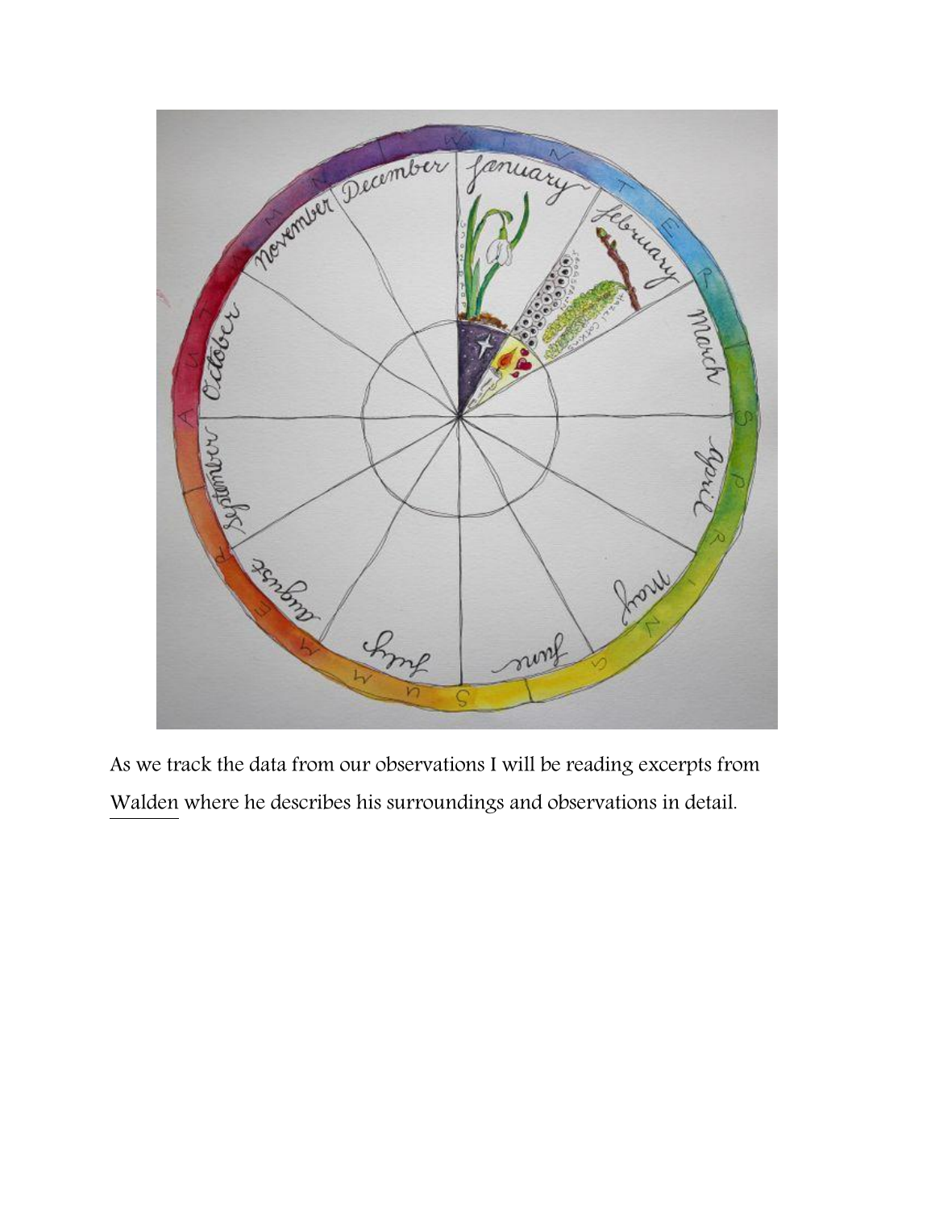As we track the data from our observations I will be reading excerpts from Walden where he describes his surroundings and observations in detail.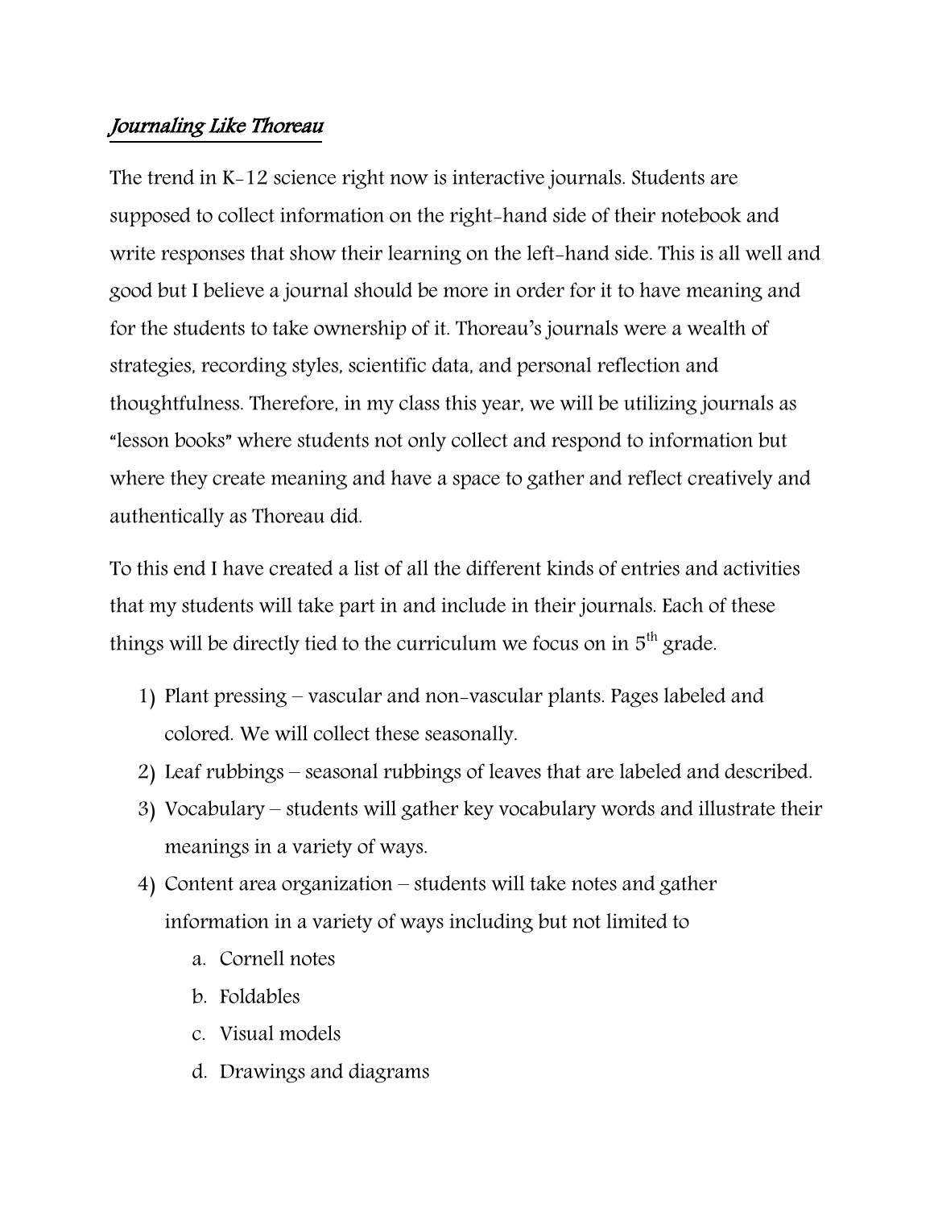## *Journaling Like Thoreau*

The trend in K-12 science right now is interactive journals. Students are supposed to collect information on the right-hand side of their notebook and write responses that show their learning on the left-hand side. This is all well and good but I believe a journal should be more in order for it to have meaning and for the students to take ownership of it. Thoreau's journals were a wealth of strategies, recording styles, scientific data, and personal reflection and thoughtfulness. Therefore, in my class this year, we will be utilizing journals as "lesson books" where students not only collect and respond to information but where they create meaning and have a space to gather and reflect creatively and authentically as Thoreau did.

To this end I have created a list of all the different kinds of entries and activities that my students will take part in and include in their journals. Each of these things will be directly tied to the curriculum we focus on in 5th grade.

1) Plant pressing – vascular and non-vascular plants. Pages labeled and colored. We will collect these seasonally.
2) Leaf rubbings – seasonal rubbings of leaves that are labeled and described.
3) Vocabulary – students will gather key vocabulary words and illustrate their meanings in a variety of ways.
4) Content area organization – students will take notes and gather information in a variety of ways including but not limited to
   a. Cornell notes
   b. Foldables
   c. Visual models
   d. Drawings and diagrams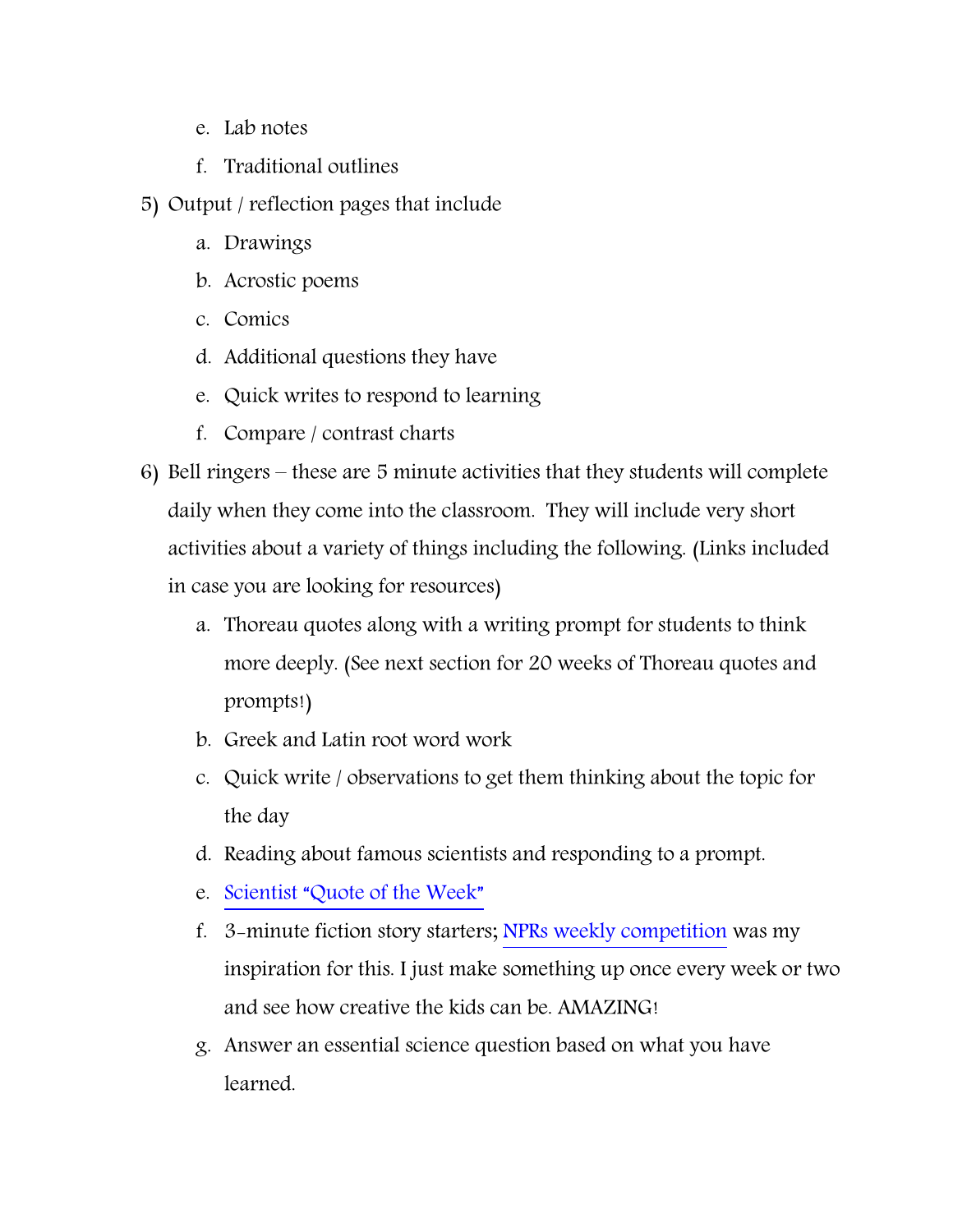e. Lab notes
   f. Traditional outlines

5) Output / reflection pages that include
   a. Drawings
   b. Acrostic poems
   c. Comics
   d. Additional questions they have
   e. Quick writes to respond to learning
   f. Compare / contrast charts

6) Bell ringers – these are 5 minute activities that they students will complete daily when they come into the classroom. They will include very short activities about a variety of things including the following. (Links included in case you are looking for resources)
   a. Thoreau quotes along with a writing prompt for students to think more deeply. (See next section for 20 weeks of Thoreau quotes and prompts!)
   b. Greek and Latin root word work
   c. Quick write / observations to get them thinking about the topic for the day
   d. Reading about famous scientists and responding to a prompt.
   e. Scientist "Quote of the Week"
   f. 3-minute fiction story starters; NPRs weekly competition was my inspiration for this. I just make something up once every week or two and see how creative the kids can be. AMAZING!
   g. Answer an essential science question based on what you have learned.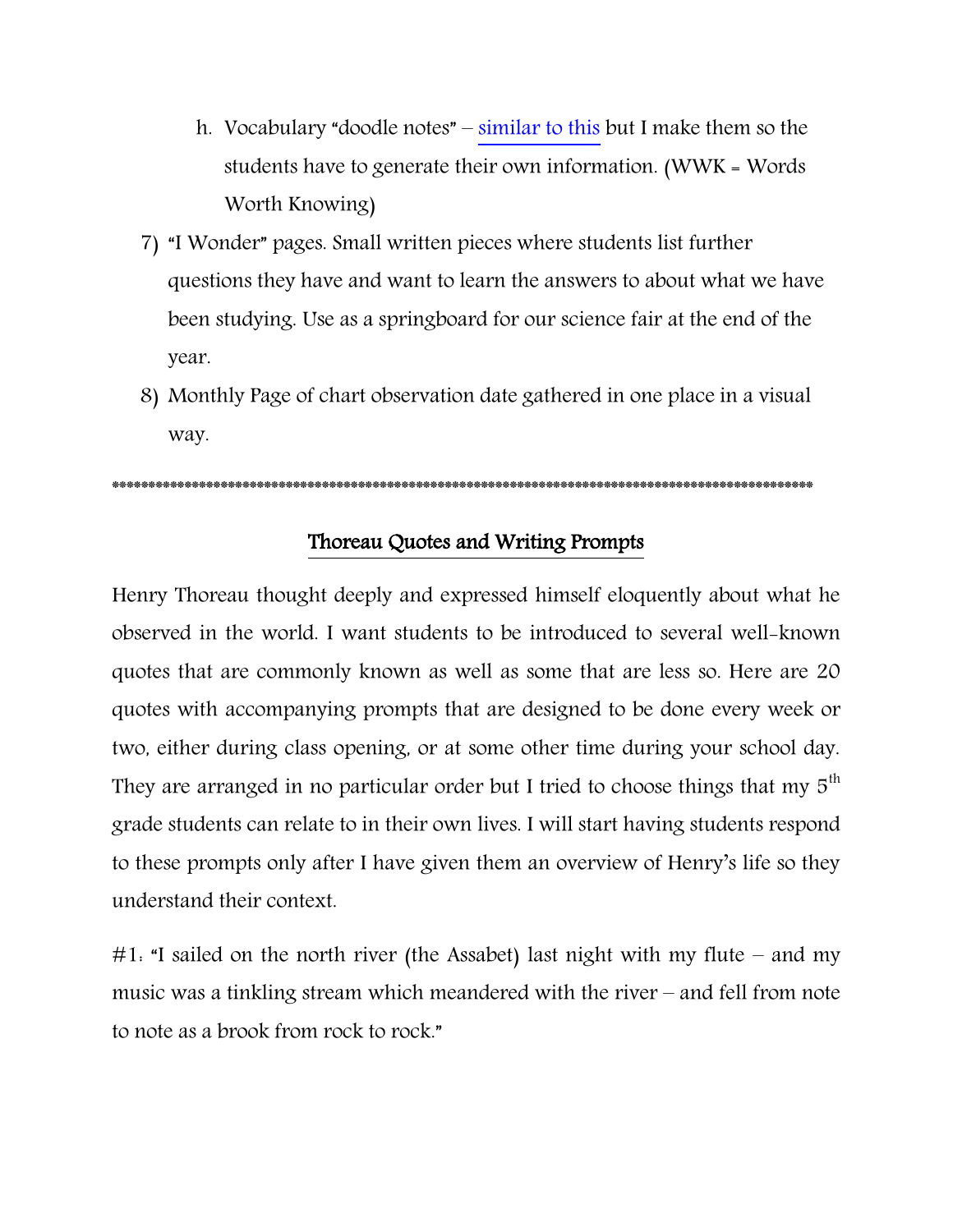h. Vocabulary "doodle notes" – similar to this but I make them so the students have to generate their own information. (WWK = Words Worth Knowing)

7) "I Wonder" pages. Small written pieces where students list further questions they have and want to learn the answers to about what we have been studying. Use as a springboard for our science fair at the end of the year.

8) Monthly Page of chart observation date gathered in one place in a visual way.

\*\*\*\*\*\*\*\*\*\*\*\*\*\*\*\*\*\*\*\*\*\*\*\*\*\*\*\*\*\*\*\*\*\*\*\*\*\*\*\*\*\*\*\*\*\*\*\*\*\*\*\*\*\*\*\*\*\*\*\*\*\*\*\*\*\*\*\*\*\*\*\*\*\*\*\*\*\*\*\*\*\*\*\*\*\*\*\*\*\*\*\*\*\*\*\*\*\*

## Thoreau Quotes and Writing Prompts

Henry Thoreau thought deeply and expressed himself eloquently about what he observed in the world. I want students to be introduced to several well-known quotes that are commonly known as well as some that are less so. Here are 20 quotes with accompanying prompts that are designed to be done every week or two, either during class opening, or at some other time during your school day. They are arranged in no particular order but I tried to choose things that my 5th grade students can relate to in their own lives. I will start having students respond to these prompts only after I have given them an overview of Henry's life so they understand their context.

#1: "I sailed on the north river (the Assabet) last night with my flute – and my music was a tinkling stream which meandered with the river – and fell from note to note as a brook from rock to rock."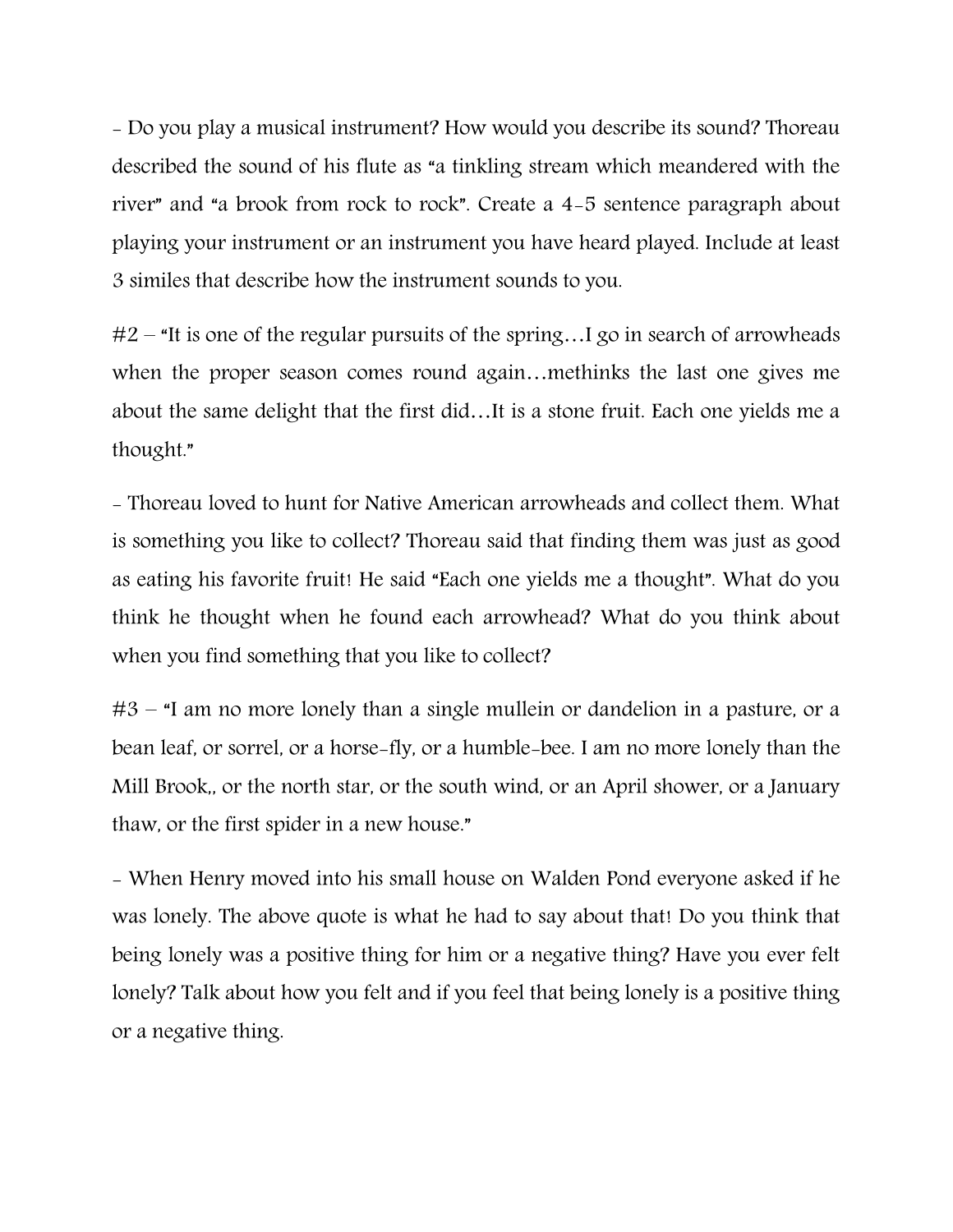- Do you play a musical instrument? How would you describe its sound? Thoreau described the sound of his flute as "a tinkling stream which meandered with the river" and "a brook from rock to rock". Create a 4-5 sentence paragraph about playing your instrument or an instrument you have heard played. Include at least 3 similes that describe how the instrument sounds to you.

#2 – "It is one of the regular pursuits of the spring…I go in search of arrowheads when the proper season comes round again…methinks the last one gives me about the same delight that the first did…It is a stone fruit. Each one yields me a thought."

- Thoreau loved to hunt for Native American arrowheads and collect them. What is something you like to collect? Thoreau said that finding them was just as good as eating his favorite fruit! He said "Each one yields me a thought". What do you think he thought when he found each arrowhead? What do you think about when you find something that you like to collect?

#3 – "I am no more lonely than a single mullein or dandelion in a pasture, or a bean leaf, or sorrel, or a horse-fly, or a humble-bee. I am no more lonely than the Mill Brook,, or the north star, or the south wind, or an April shower, or a January thaw, or the first spider in a new house."

- When Henry moved into his small house on Walden Pond everyone asked if he was lonely. The above quote is what he had to say about that! Do you think that being lonely was a positive thing for him or a negative thing? Have you ever felt lonely? Talk about how you felt and if you feel that being lonely is a positive thing or a negative thing.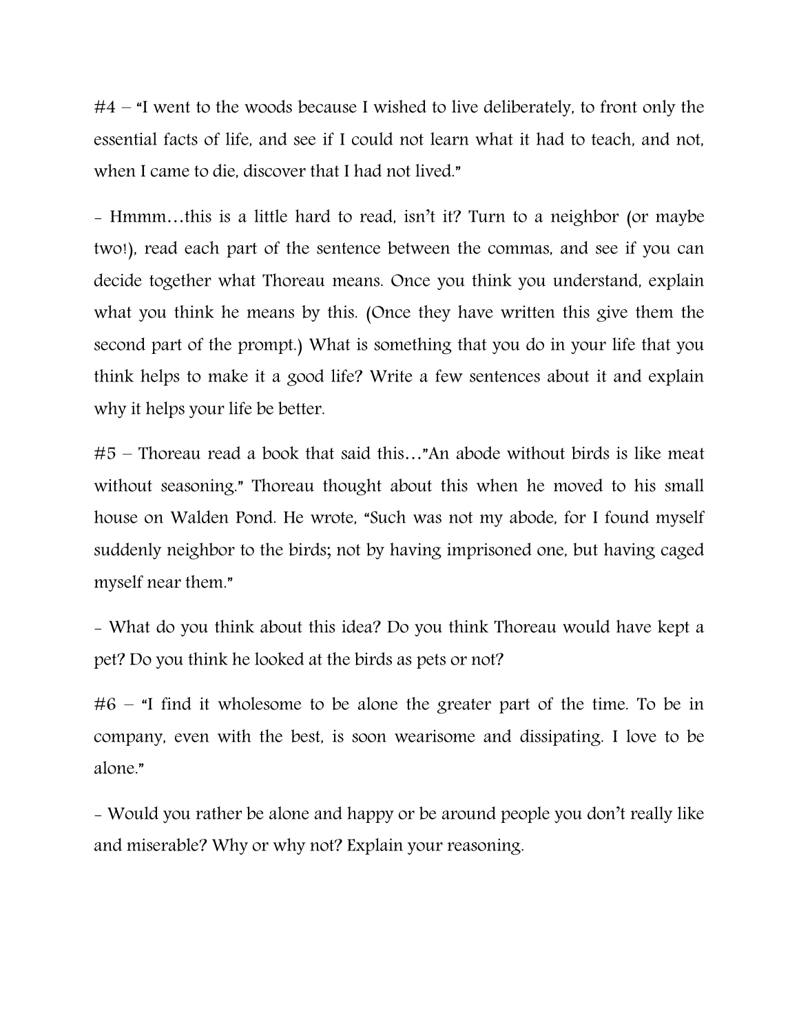#4 – "I went to the woods because I wished to live deliberately, to front only the essential facts of life, and see if I could not learn what it had to teach, and not, when I came to die, discover that I had not lived."

- Hmmm…this is a little hard to read, isn't it? Turn to a neighbor (or maybe two!), read each part of the sentence between the commas, and see if you can decide together what Thoreau means. Once you think you understand, explain what you think he means by this. (Once they have written this give them the second part of the prompt.) What is something that you do in your life that you think helps to make it a good life? Write a few sentences about it and explain why it helps your life be better.

#5 – Thoreau read a book that said this…"An abode without birds is like meat without seasoning." Thoreau thought about this when he moved to his small house on Walden Pond. He wrote, "Such was not my abode, for I found myself suddenly neighbor to the birds; not by having imprisoned one, but having caged myself near them."

- What do you think about this idea? Do you think Thoreau would have kept a pet? Do you think he looked at the birds as pets or not?

#6 – "I find it wholesome to be alone the greater part of the time. To be in company, even with the best, is soon wearisome and dissipating. I love to be alone."

- Would you rather be alone and happy or be around people you don't really like and miserable? Why or why not? Explain your reasoning.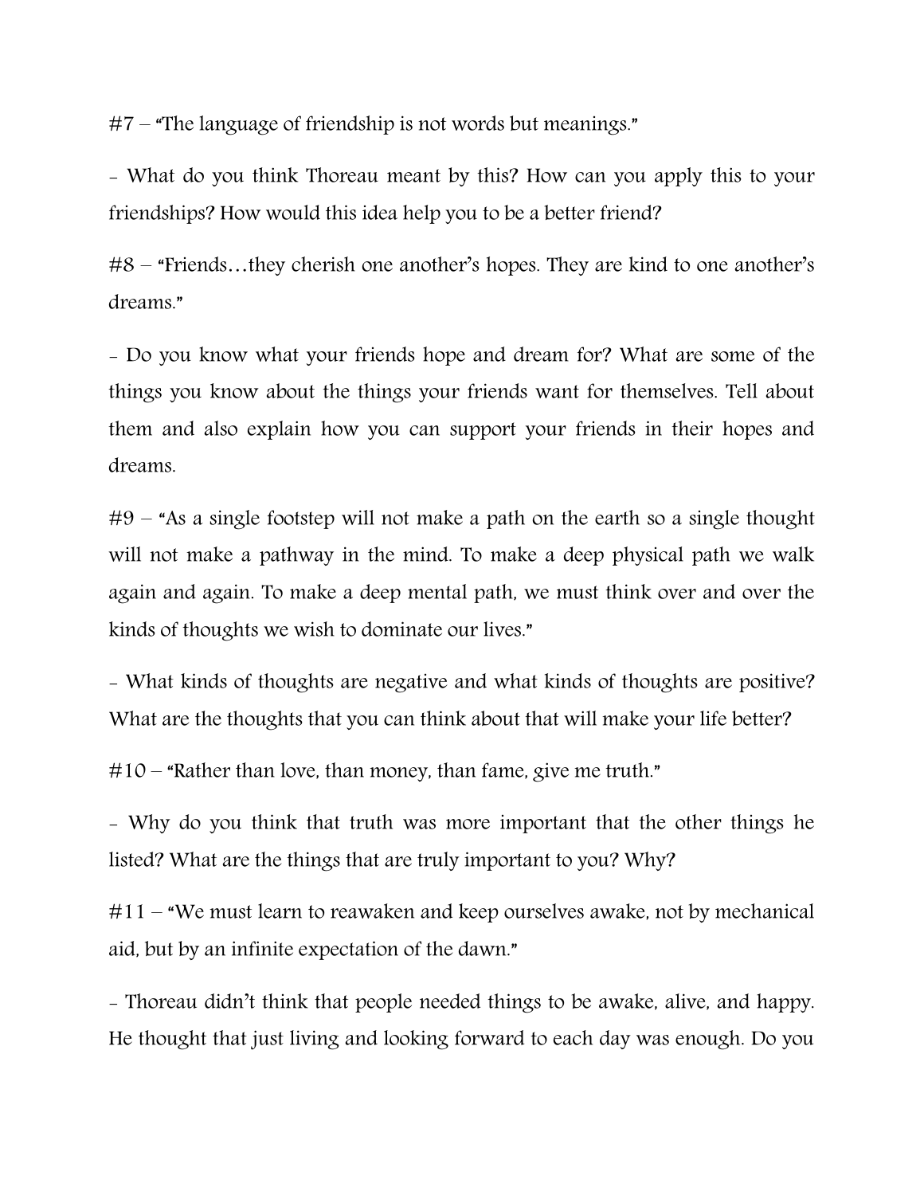#7 – "The language of friendship is not words but meanings."

- What do you think Thoreau meant by this? How can you apply this to your friendships? How would this idea help you to be a better friend?

#8 – "Friends…they cherish one another's hopes. They are kind to one another's dreams."

- Do you know what your friends hope and dream for? What are some of the things you know about the things your friends want for themselves. Tell about them and also explain how you can support your friends in their hopes and dreams.

#9 – "As a single footstep will not make a path on the earth so a single thought will not make a pathway in the mind. To make a deep physical path we walk again and again. To make a deep mental path, we must think over and over the kinds of thoughts we wish to dominate our lives."

- What kinds of thoughts are negative and what kinds of thoughts are positive? What are the thoughts that you can think about that will make your life better?

#10 – "Rather than love, than money, than fame, give me truth."

- Why do you think that truth was more important that the other things he listed? What are the things that are truly important to you? Why?

#11 – "We must learn to reawaken and keep ourselves awake, not by mechanical aid, but by an infinite expectation of the dawn."

- Thoreau didn't think that people needed things to be awake, alive, and happy. He thought that just living and looking forward to each day was enough. Do you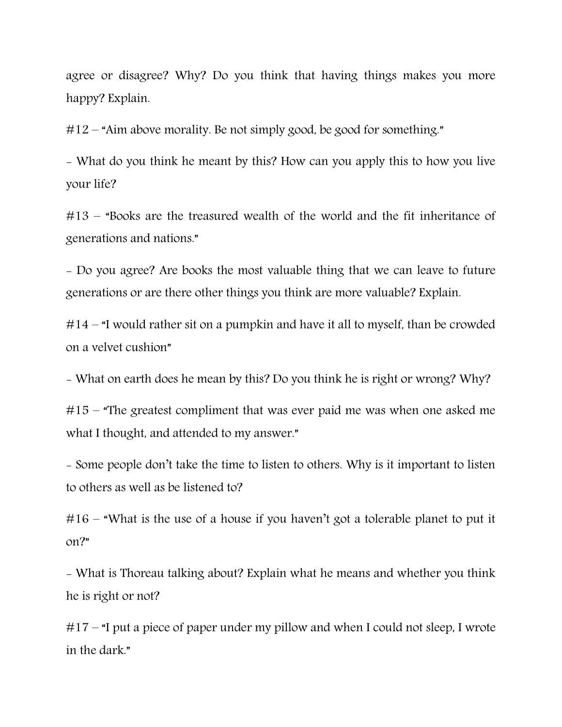agree or disagree? Why? Do you think that having things makes you more happy? Explain.

#12 – "Aim above morality. Be not simply good, be good for something."

- What do you think he meant by this? How can you apply this to how you live your life?

#13 – "Books are the treasured wealth of the world and the fit inheritance of generations and nations."

- Do you agree? Are books the most valuable thing that we can leave to future generations or are there other things you think are more valuable? Explain.

#14 – "I would rather sit on a pumpkin and have it all to myself, than be crowded on a velvet cushion"

- What on earth does he mean by this? Do you think he is right or wrong? Why?

#15 – "The greatest compliment that was ever paid me was when one asked me what I thought, and attended to my answer."

- Some people don't take the time to listen to others. Why is it important to listen to others as well as be listened to?

#16 – "What is the use of a house if you haven't got a tolerable planet to put it on?"

- What is Thoreau talking about? Explain what he means and whether you think he is right or not?

#17 – "I put a piece of paper under my pillow and when I could not sleep, I wrote in the dark."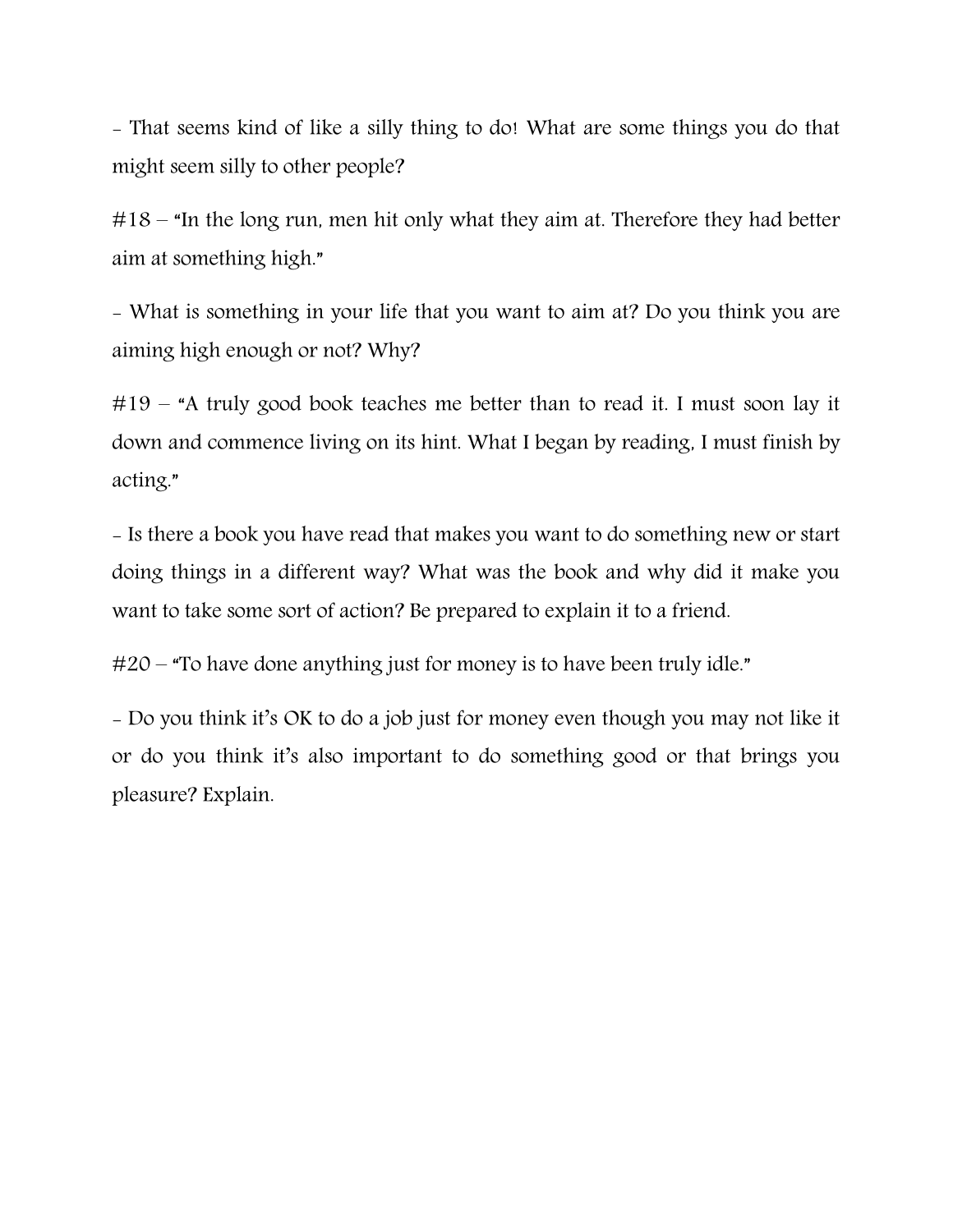- That seems kind of like a silly thing to do! What are some things you do that might seem silly to other people?

#18 – "In the long run, men hit only what they aim at. Therefore they had better aim at something high."

- What is something in your life that you want to aim at? Do you think you are aiming high enough or not? Why?

#19 – "A truly good book teaches me better than to read it. I must soon lay it down and commence living on its hint. What I began by reading, I must finish by acting."

- Is there a book you have read that makes you want to do something new or start doing things in a different way? What was the book and why did it make you want to take some sort of action? Be prepared to explain it to a friend.

#20 – "To have done anything just for money is to have been truly idle."

- Do you think it's OK to do a job just for money even though you may not like it or do you think it's also important to do something good or that brings you pleasure? Explain.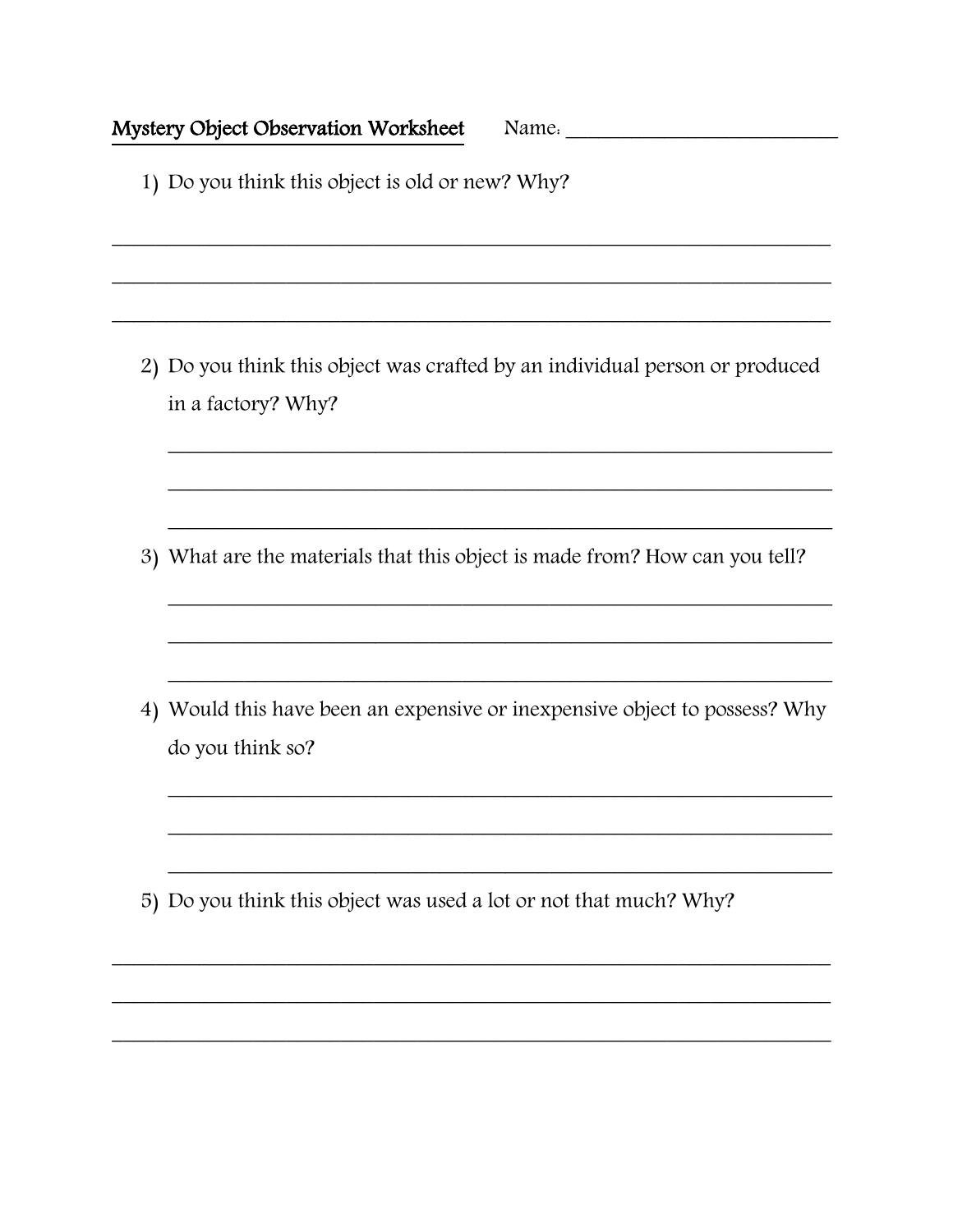## Mystery Object Observation Worksheet

Name: ____________________________

1) Do you think this object is old or new? Why?

_______________________________________________________________________

_______________________________________________________________________

_______________________________________________________________________

2) Do you think this object was crafted by an individual person or produced in a factory? Why?

_______________________________________________________________________

_______________________________________________________________________

_______________________________________________________________________

3) What are the materials that this object is made from? How can you tell?

_______________________________________________________________________

_______________________________________________________________________

_______________________________________________________________________

4) Would this have been an expensive or inexpensive object to possess? Why do you think so?

_______________________________________________________________________

_______________________________________________________________________

_______________________________________________________________________

5) Do you think this object was used a lot or not that much? Why?

_______________________________________________________________________

_______________________________________________________________________

_______________________________________________________________________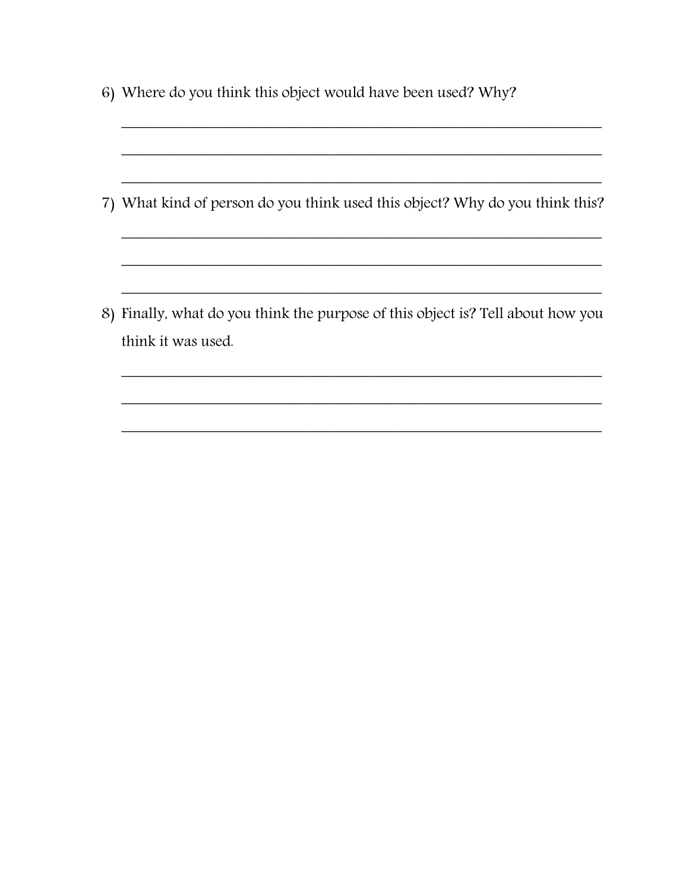6) Where do you think this object would have been used? Why?

_______________________________________________________________

_______________________________________________________________

_______________________________________________________________

7) What kind of person do you think used this object? Why do you think this?

_______________________________________________________________

_______________________________________________________________

_______________________________________________________________

8) Finally, what do you think the purpose of this object is? Tell about how you think it was used.

_______________________________________________________________

_______________________________________________________________

_______________________________________________________________